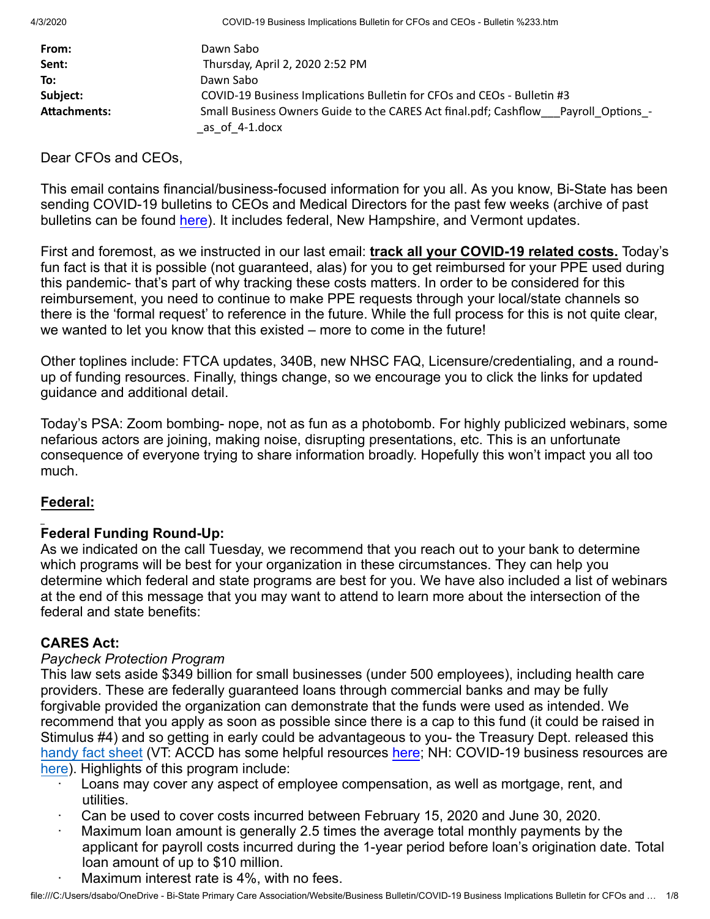| | |
|---|---|
| **From:** | Dawn Sabo |
| **Sent:** | Thursday, April 2, 2020 2:52 PM |
| **To:** | Dawn Sabo |
| **Subject:** | COVID-19 Business Implications Bulletin for CFOs and CEOs - Bulletin #3 |
| **Attachments:** | Small Business Owners Guide to the CARES Act final.pdf; Cashflow___Payroll_Options_-_as_of_4-1.docx |

Dear CFOs and CEOs,

This email contains financial/business-focused information for you all. As you know, Bi-State has been sending COVID-19 bulletins to CEOs and Medical Directors for the past few weeks (archive of past bulletins can be found here). It includes federal, New Hampshire, and Vermont updates.

First and foremost, as we instructed in our last email: **track all your COVID-19 related costs.** Today's fun fact is that it is possible (not guaranteed, alas) for you to get reimbursed for your PPE used during this pandemic- that's part of why tracking these costs matters. In order to be considered for this reimbursement, you need to continue to make PPE requests through your local/state channels so there is the 'formal request' to reference in the future. While the full process for this is not quite clear, we wanted to let you know that this existed – more to come in the future!

Other toplines include: FTCA updates, 340B, new NHSC FAQ, Licensure/credentialing, and a round-up of funding resources. Finally, things change, so we encourage you to click the links for updated guidance and additional detail.

Today's PSA: Zoom bombing- nope, not as fun as a photobomb. For highly publicized webinars, some nefarious actors are joining, making noise, disrupting presentations, etc. This is an unfortunate consequence of everyone trying to share information broadly. Hopefully this won't impact you all too much.

## Federal:

### Federal Funding Round-Up:

As we indicated on the call Tuesday, we recommend that you reach out to your bank to determine which programs will be best for your organization in these circumstances. They can help you determine which federal and state programs are best for you. We have also included a list of webinars at the end of this message that you may want to attend to learn more about the intersection of the federal and state benefits:

### CARES Act:

*Paycheck Protection Program*

This law sets aside $349 billion for small businesses (under 500 employees), including health care providers. These are federally guaranteed loans through commercial banks and may be fully forgivable provided the organization can demonstrate that the funds were used as intended. We recommend that you apply as soon as possible since there is a cap to this fund (it could be raised in Stimulus #4) and so getting in early could be advantageous to you- the Treasury Dept. released this handy fact sheet (VT: ACCD has some helpful resources here; NH: COVID-19 business resources are here). Highlights of this program include:

- Loans may cover any aspect of employee compensation, as well as mortgage, rent, and utilities.
- Can be used to cover costs incurred between February 15, 2020 and June 30, 2020.
- Maximum loan amount is generally 2.5 times the average total monthly payments by the applicant for payroll costs incurred during the 1-year period before loan's origination date. Total loan amount of up to $10 million.
- Maximum interest rate is 4%, with no fees.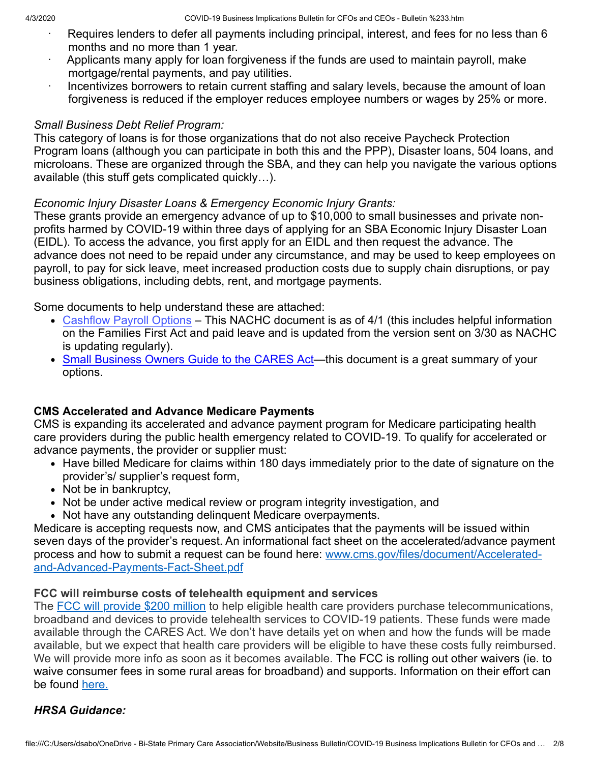- Requires lenders to defer all payments including principal, interest, and fees for no less than 6 months and no more than 1 year.
- Applicants many apply for loan forgiveness if the funds are used to maintain payroll, make mortgage/rental payments, and pay utilities.
- Incentivizes borrowers to retain current staffing and salary levels, because the amount of loan forgiveness is reduced if the employer reduces employee numbers or wages by 25% or more.

*Small Business Debt Relief Program:*
This category of loans is for those organizations that do not also receive Paycheck Protection Program loans (although you can participate in both this and the PPP), Disaster loans, 504 loans, and microloans. These are organized through the SBA, and they can help you navigate the various options available (this stuff gets complicated quickly…).

*Economic Injury Disaster Loans & Emergency Economic Injury Grants:*
These grants provide an emergency advance of up to $10,000 to small businesses and private non-profits harmed by COVID-19 within three days of applying for an SBA Economic Injury Disaster Loan (EIDL). To access the advance, you first apply for an EIDL and then request the advance. The advance does not need to be repaid under any circumstance, and may be used to keep employees on payroll, to pay for sick leave, meet increased production costs due to supply chain disruptions, or pay business obligations, including debts, rent, and mortgage payments.

Some documents to help understand these are attached:

- Cashflow Payroll Options – This NACHC document is as of 4/1 (this includes helpful information on the Families First Act and paid leave and is updated from the version sent on 3/30 as NACHC is updating regularly).
- Small Business Owners Guide to the CARES Act—this document is a great summary of your options.

**CMS Accelerated and Advance Medicare Payments**
CMS is expanding its accelerated and advance payment program for Medicare participating health care providers during the public health emergency related to COVID-19. To qualify for accelerated or advance payments, the provider or supplier must:

- Have billed Medicare for claims within 180 days immediately prior to the date of signature on the provider's/ supplier's request form,
- Not be in bankruptcy,
- Not be under active medical review or program integrity investigation, and
- Not have any outstanding delinquent Medicare overpayments.

Medicare is accepting requests now, and CMS anticipates that the payments will be issued within seven days of the provider's request. An informational fact sheet on the accelerated/advance payment process and how to submit a request can be found here: www.cms.gov/files/document/Accelerated-and-Advanced-Payments-Fact-Sheet.pdf

**FCC will reimburse costs of telehealth equipment and services**
The FCC will provide $200 million to help eligible health care providers purchase telecommunications, broadband and devices to provide telehealth services to COVID-19 patients. These funds were made available through the CARES Act. We don't have details yet on when and how the funds will be made available, but we expect that health care providers will be eligible to have these costs fully reimbursed. We will provide more info as soon as it becomes available. The FCC is rolling out other waivers (ie. to waive consumer fees in some rural areas for broadband) and supports. Information on their effort can be found here.

***HRSA Guidance:***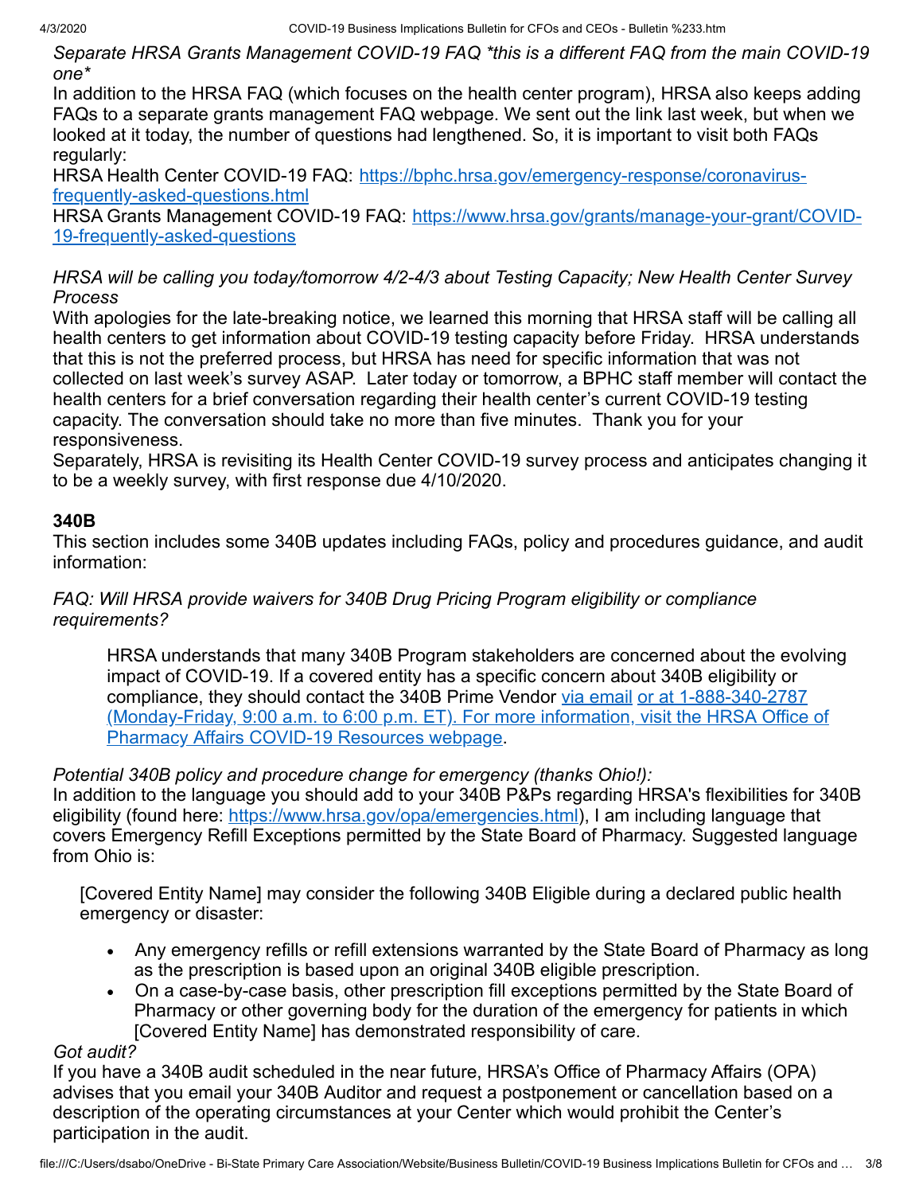*Separate HRSA Grants Management COVID-19 FAQ *this is a different FAQ from the main COVID-19 one**

In addition to the HRSA FAQ (which focuses on the health center program), HRSA also keeps adding FAQs to a separate grants management FAQ webpage. We sent out the link last week, but when we looked at it today, the number of questions had lengthened. So, it is important to visit both FAQs regularly:

HRSA Health Center COVID-19 FAQ: [https://bphc.hrsa.gov/emergency-response/coronavirus-frequently-asked-questions.html](https://bphc.hrsa.gov/emergency-response/coronavirus-frequently-asked-questions.html)

HRSA Grants Management COVID-19 FAQ: [https://www.hrsa.gov/grants/manage-your-grant/COVID-19-frequently-asked-questions](https://www.hrsa.gov/grants/manage-your-grant/COVID-19-frequently-asked-questions)

*HRSA will be calling you today/tomorrow 4/2-4/3 about Testing Capacity; New Health Center Survey Process*

With apologies for the late-breaking notice, we learned this morning that HRSA staff will be calling all health centers to get information about COVID-19 testing capacity before Friday. HRSA understands that this is not the preferred process, but HRSA has need for specific information that was not collected on last week's survey ASAP. Later today or tomorrow, a BPHC staff member will contact the health centers for a brief conversation regarding their health center's current COVID-19 testing capacity. The conversation should take no more than five minutes. Thank you for your responsiveness.

Separately, HRSA is revisiting its Health Center COVID-19 survey process and anticipates changing it to be a weekly survey, with first response due 4/10/2020.

**340B**

This section includes some 340B updates including FAQs, policy and procedures guidance, and audit information:

*FAQ: Will HRSA provide waivers for 340B Drug Pricing Program eligibility or compliance requirements?*

> HRSA understands that many 340B Program stakeholders are concerned about the evolving impact of COVID-19. If a covered entity has a specific concern about 340B eligibility or compliance, they should contact the 340B Prime Vendor via email or at 1-888-340-2787 (Monday-Friday, 9:00 a.m. to 6:00 p.m. ET). For more information, visit the HRSA Office of Pharmacy Affairs COVID-19 Resources webpage.

*Potential 340B policy and procedure change for emergency (thanks Ohio!):*

In addition to the language you should add to your 340B P&Ps regarding HRSA's flexibilities for 340B eligibility (found here: [https://www.hrsa.gov/opa/emergencies.html](https://www.hrsa.gov/opa/emergencies.html)), I am including language that covers Emergency Refill Exceptions permitted by the State Board of Pharmacy. Suggested language from Ohio is:

> [Covered Entity Name] may consider the following 340B Eligible during a declared public health emergency or disaster:
>
> - Any emergency refills or refill extensions warranted by the State Board of Pharmacy as long as the prescription is based upon an original 340B eligible prescription.
> - On a case-by-case basis, other prescription fill exceptions permitted by the State Board of Pharmacy or other governing body for the duration of the emergency for patients in which [Covered Entity Name] has demonstrated responsibility of care.

*Got audit?*

If you have a 340B audit scheduled in the near future, HRSA's Office of Pharmacy Affairs (OPA) advises that you email your 340B Auditor and request a postponement or cancellation based on a description of the operating circumstances at your Center which would prohibit the Center's participation in the audit.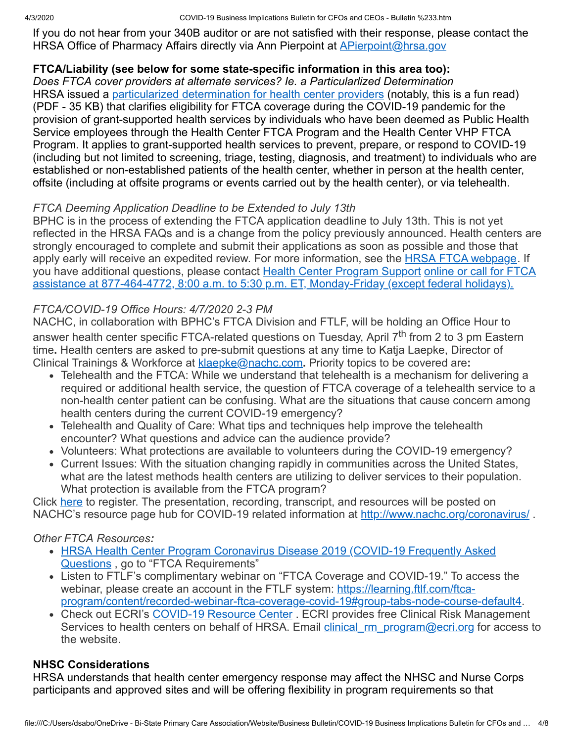If you do not hear from your 340B auditor or are not satisfied with their response, please contact the HRSA Office of Pharmacy Affairs directly via Ann Pierpoint at APierpoint@hrsa.gov

**FTCA/Liability (see below for some state-specific information in this area too):**

*Does FTCA cover providers at alternate services? Ie. a Particularlized Determination*

HRSA issued a particularized determination for health center providers (notably, this is a fun read) (PDF - 35 KB) that clarifies eligibility for FTCA coverage during the COVID-19 pandemic for the provision of grant-supported health services by individuals who have been deemed as Public Health Service employees through the Health Center FTCA Program and the Health Center VHP FTCA Program. It applies to grant-supported health services to prevent, prepare, or respond to COVID-19 (including but not limited to screening, triage, testing, diagnosis, and treatment) to individuals who are established or non-established patients of the health center, whether in person at the health center, offsite (including at offsite programs or events carried out by the health center), or via telehealth.

*FTCA Deeming Application Deadline to be Extended to July 13th*

BPHC is in the process of extending the FTCA application deadline to July 13th. This is not yet reflected in the HRSA FAQs and is a change from the policy previously announced. Health centers are strongly encouraged to complete and submit their applications as soon as possible and those that apply early will receive an expedited review. For more information, see the HRSA FTCA webpage. If you have additional questions, please contact Health Center Program Support online or call for FTCA assistance at 877-464-4772, 8:00 a.m. to 5:30 p.m. ET, Monday-Friday (except federal holidays).

*FTCA/COVID-19 Office Hours: 4/7/2020 2-3 PM*

NACHC, in collaboration with BPHC's FTCA Division and FTLF, will be holding an Office Hour to answer health center specific FTCA-related questions on Tuesday, April 7th from 2 to 3 pm Eastern time**.** Health centers are asked to pre-submit questions at any time to Katja Laepke, Director of Clinical Trainings & Workforce at klaepke@nachc.com**.** Priority topics to be covered are**:**

- Telehealth and the FTCA: While we understand that telehealth is a mechanism for delivering a required or additional health service, the question of FTCA coverage of a telehealth service to a non-health center patient can be confusing. What are the situations that cause concern among health centers during the current COVID-19 emergency?
- Telehealth and Quality of Care: What tips and techniques help improve the telehealth encounter? What questions and advice can the audience provide?
- Volunteers: What protections are available to volunteers during the COVID-19 emergency?
- Current Issues: With the situation changing rapidly in communities across the United States, what are the latest methods health centers are utilizing to deliver services to their population. What protection is available from the FTCA program?

Click here to register. The presentation, recording, transcript, and resources will be posted on NACHC's resource page hub for COVID-19 related information at http://www.nachc.org/coronavirus/ .

*Other FTCA Resources:*

- HRSA Health Center Program Coronavirus Disease 2019 (COVID-19 Frequently Asked Questions , go to "FTCA Requirements"
- Listen to FTLF's complimentary webinar on "FTCA Coverage and COVID-19." To access the webinar, please create an account in the FTLF system: https://learning.ftlf.com/ftca-program/content/recorded-webinar-ftca-coverage-covid-19#group-tabs-node-course-default4.
- Check out ECRI's COVID-19 Resource Center . ECRI provides free Clinical Risk Management Services to health centers on behalf of HRSA. Email clinical_rm_program@ecri.org for access to the website.

**NHSC Considerations**

HRSA understands that health center emergency response may affect the NHSC and Nurse Corps participants and approved sites and will be offering flexibility in program requirements so that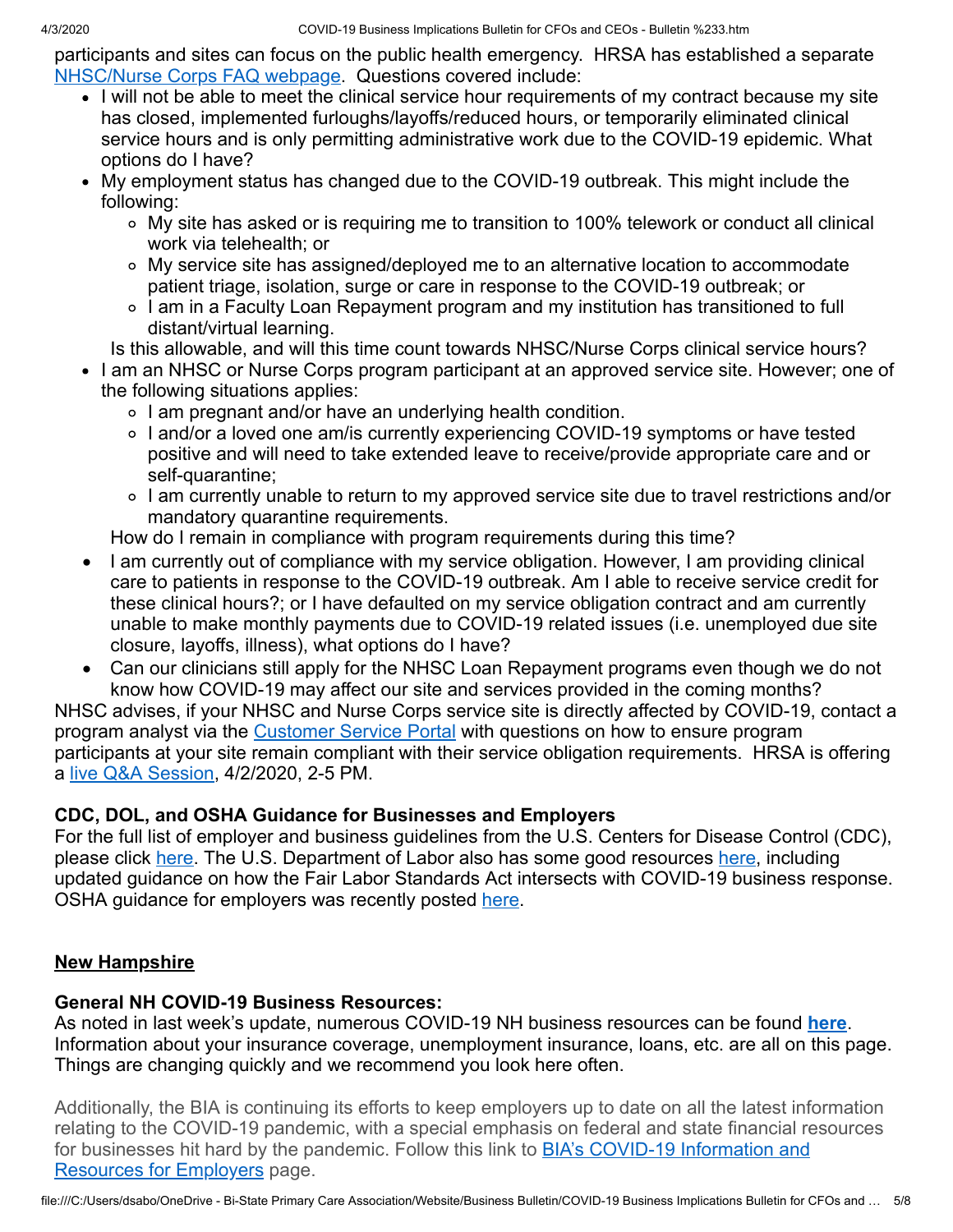participants and sites can focus on the public health emergency. HRSA has established a separate [NHSC/Nurse Corps FAQ webpage](). Questions covered include:

- I will not be able to meet the clinical service hour requirements of my contract because my site has closed, implemented furloughs/layoffs/reduced hours, or temporarily eliminated clinical service hours and is only permitting administrative work due to the COVID-19 epidemic. What options do I have?
- My employment status has changed due to the COVID-19 outbreak. This might include the following:
    - My site has asked or is requiring me to transition to 100% telework or conduct all clinical work via telehealth; or
    - My service site has assigned/deployed me to an alternative location to accommodate patient triage, isolation, surge or care in response to the COVID-19 outbreak; or
    - I am in a Faculty Loan Repayment program and my institution has transitioned to full distant/virtual learning.

  Is this allowable, and will this time count towards NHSC/Nurse Corps clinical service hours?
- I am an NHSC or Nurse Corps program participant at an approved service site. However; one of the following situations applies:
    - I am pregnant and/or have an underlying health condition.
    - I and/or a loved one am/is currently experiencing COVID-19 symptoms or have tested positive and will need to take extended leave to receive/provide appropriate care and or self-quarantine;
    - I am currently unable to return to my approved service site due to travel restrictions and/or mandatory quarantine requirements.

  How do I remain in compliance with program requirements during this time?
- I am currently out of compliance with my service obligation. However, I am providing clinical care to patients in response to the COVID-19 outbreak. Am I able to receive service credit for these clinical hours?; or I have defaulted on my service obligation contract and am currently unable to make monthly payments due to COVID-19 related issues (i.e. unemployed due site closure, layoffs, illness), what options do I have?
- Can our clinicians still apply for the NHSC Loan Repayment programs even though we do not know how COVID-19 may affect our site and services provided in the coming months?

NHSC advises, if your NHSC and Nurse Corps service site is directly affected by COVID-19, contact a program analyst via the [Customer Service Portal]() with questions on how to ensure program participants at your site remain compliant with their service obligation requirements. HRSA is offering a [live Q&A Session](), 4/2/2020, 2-5 PM.

**CDC, DOL, and OSHA Guidance for Businesses and Employers**

For the full list of employer and business guidelines from the U.S. Centers for Disease Control (CDC), please click [here](). The U.S. Department of Labor also has some good resources [here](), including updated guidance on how the Fair Labor Standards Act intersects with COVID-19 business response. OSHA guidance for employers was recently posted [here]().

## New Hampshire

**General NH COVID-19 Business Resources:**

As noted in last week's update, numerous COVID-19 NH business resources can be found **[here]()**. Information about your insurance coverage, unemployment insurance, loans, etc. are all on this page. Things are changing quickly and we recommend you look here often.

Additionally, the BIA is continuing its efforts to keep employers up to date on all the latest information relating to the COVID-19 pandemic, with a special emphasis on federal and state financial resources for businesses hit hard by the pandemic. Follow this link to [BIA's COVID-19 Information and Resources for Employers]() page.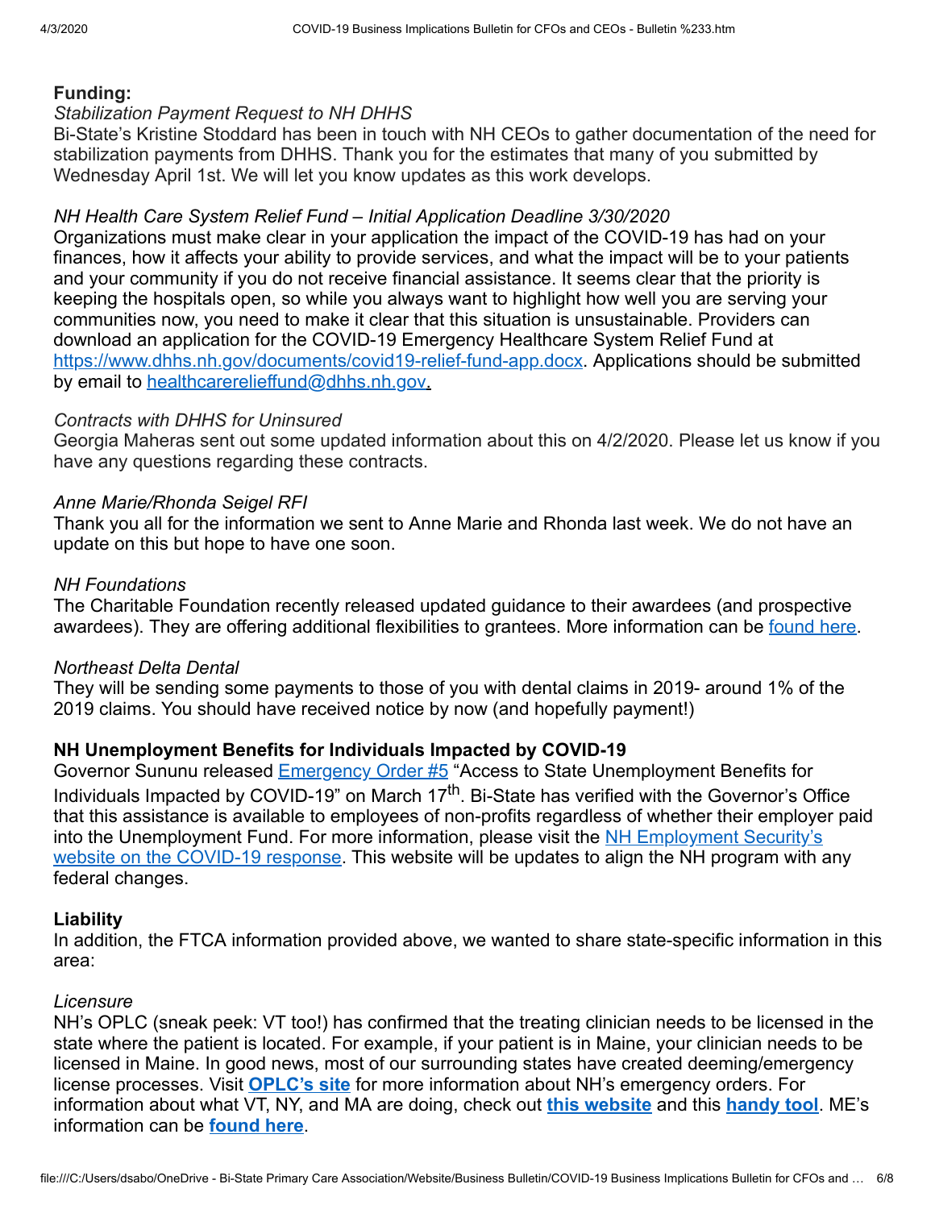**Funding:**

*Stabilization Payment Request to NH DHHS*

Bi-State's Kristine Stoddard has been in touch with NH CEOs to gather documentation of the need for stabilization payments from DHHS. Thank you for the estimates that many of you submitted by Wednesday April 1st. We will let you know updates as this work develops.

*NH Health Care System Relief Fund – Initial Application Deadline 3/30/2020*

Organizations must make clear in your application the impact of the COVID-19 has had on your finances, how it affects your ability to provide services, and what the impact will be to your patients and your community if you do not receive financial assistance. It seems clear that the priority is keeping the hospitals open, so while you always want to highlight how well you are serving your communities now, you need to make it clear that this situation is unsustainable. Providers can download an application for the COVID-19 Emergency Healthcare System Relief Fund at https://www.dhhs.nh.gov/documents/covid19-relief-fund-app.docx. Applications should be submitted by email to healthcarerelieffund@dhhs.nh.gov.

*Contracts with DHHS for Uninsured*

Georgia Maheras sent out some updated information about this on 4/2/2020. Please let us know if you have any questions regarding these contracts.

*Anne Marie/Rhonda Seigel RFI*

Thank you all for the information we sent to Anne Marie and Rhonda last week. We do not have an update on this but hope to have one soon.

*NH Foundations*

The Charitable Foundation recently released updated guidance to their awardees (and prospective awardees). They are offering additional flexibilities to grantees. More information can be found here.

*Northeast Delta Dental*

They will be sending some payments to those of you with dental claims in 2019- around 1% of the 2019 claims. You should have received notice by now (and hopefully payment!)

**NH Unemployment Benefits for Individuals Impacted by COVID-19**

Governor Sununu released Emergency Order #5 "Access to State Unemployment Benefits for Individuals Impacted by COVID-19" on March 17th. Bi-State has verified with the Governor's Office that this assistance is available to employees of non-profits regardless of whether their employer paid into the Unemployment Fund. For more information, please visit the NH Employment Security's website on the COVID-19 response. This website will be updates to align the NH program with any federal changes.

**Liability**

In addition, the FTCA information provided above, we wanted to share state-specific information in this area:

*Licensure*

NH's OPLC (sneak peek: VT too!) has confirmed that the treating clinician needs to be licensed in the state where the patient is located. For example, if your patient is in Maine, your clinician needs to be licensed in Maine. In good news, most of our surrounding states have created deeming/emergency license processes. Visit **OPLC's site** for more information about NH's emergency orders. For information about what VT, NY, and MA are doing, check out **this website** and this **handy tool**. ME's information can be **found here**.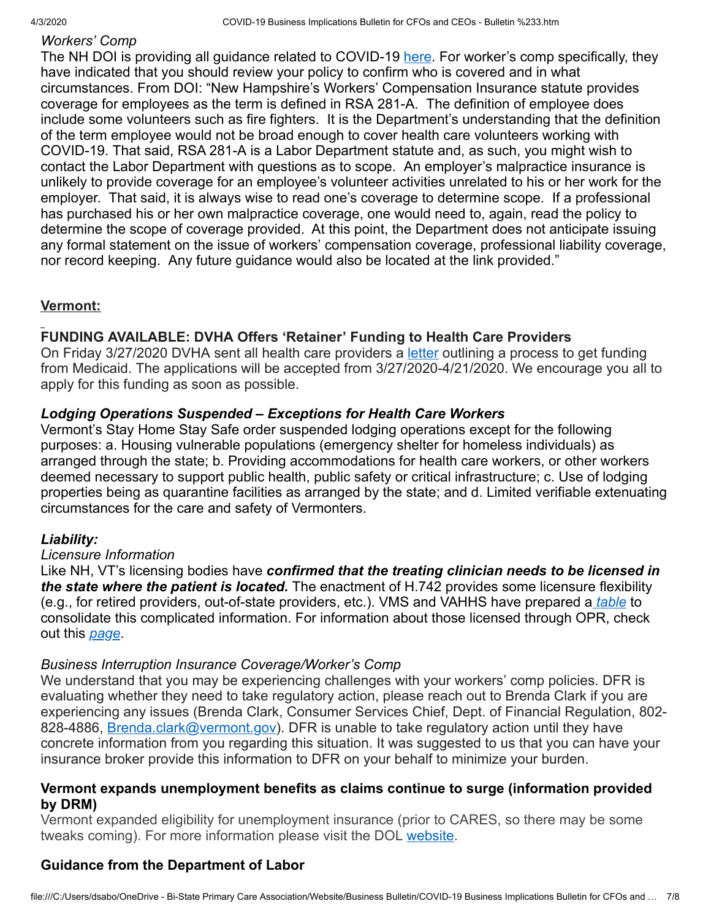*Workers' Comp*

The NH DOI is providing all guidance related to COVID-19 here. For worker's comp specifically, they have indicated that you should review your policy to confirm who is covered and in what circumstances. From DOI: "New Hampshire's Workers' Compensation Insurance statute provides coverage for employees as the term is defined in RSA 281-A. The definition of employee does include some volunteers such as fire fighters. It is the Department's understanding that the definition of the term employee would not be broad enough to cover health care volunteers working with COVID-19. That said, RSA 281-A is a Labor Department statute and, as such, you might wish to contact the Labor Department with questions as to scope. An employer's malpractice insurance is unlikely to provide coverage for an employee's volunteer activities unrelated to his or her work for the employer. That said, it is always wise to read one's coverage to determine scope. If a professional has purchased his or her own malpractice coverage, one would need to, again, read the policy to determine the scope of coverage provided. At this point, the Department does not anticipate issuing any formal statement on the issue of workers' compensation coverage, professional liability coverage, nor record keeping. Any future guidance would also be located at the link provided."

## Vermont:

### FUNDING AVAILABLE: DVHA Offers 'Retainer' Funding to Health Care Providers

On Friday 3/27/2020 DVHA sent all health care providers a letter outlining a process to get funding from Medicaid. The applications will be accepted from 3/27/2020-4/21/2020. We encourage you all to apply for this funding as soon as possible.

### *Lodging Operations Suspended – Exceptions for Health Care Workers*

Vermont's Stay Home Stay Safe order suspended lodging operations except for the following purposes: a. Housing vulnerable populations (emergency shelter for homeless individuals) as arranged through the state; b. Providing accommodations for health care workers, or other workers deemed necessary to support public health, public safety or critical infrastructure; c. Use of lodging properties being as quarantine facilities as arranged by the state; and d. Limited verifiable extenuating circumstances for the care and safety of Vermonters.

### *Liability:*

*Licensure Information*

Like NH, VT's licensing bodies have ***confirmed that the treating clinician needs to be licensed in the state where the patient is located.*** The enactment of H.742 provides some licensure flexibility (e.g., for retired providers, out-of-state providers, etc.). VMS and VAHHS have prepared a *table* to consolidate this complicated information. For information about those licensed through OPR, check out this *page*.

*Business Interruption Insurance Coverage/Worker's Comp*

We understand that you may be experiencing challenges with your workers' comp policies. DFR is evaluating whether they need to take regulatory action, please reach out to Brenda Clark if you are experiencing any issues (Brenda Clark, Consumer Services Chief, Dept. of Financial Regulation, 802-828-4886, Brenda.clark@vermont.gov). DFR is unable to take regulatory action until they have concrete information from you regarding this situation. It was suggested to us that you can have your insurance broker provide this information to DFR on your behalf to minimize your burden.

### Vermont expands unemployment benefits as claims continue to surge (information provided by DRM)

Vermont expanded eligibility for unemployment insurance (prior to CARES, so there may be some tweaks coming). For more information please visit the DOL website.

### Guidance from the Department of Labor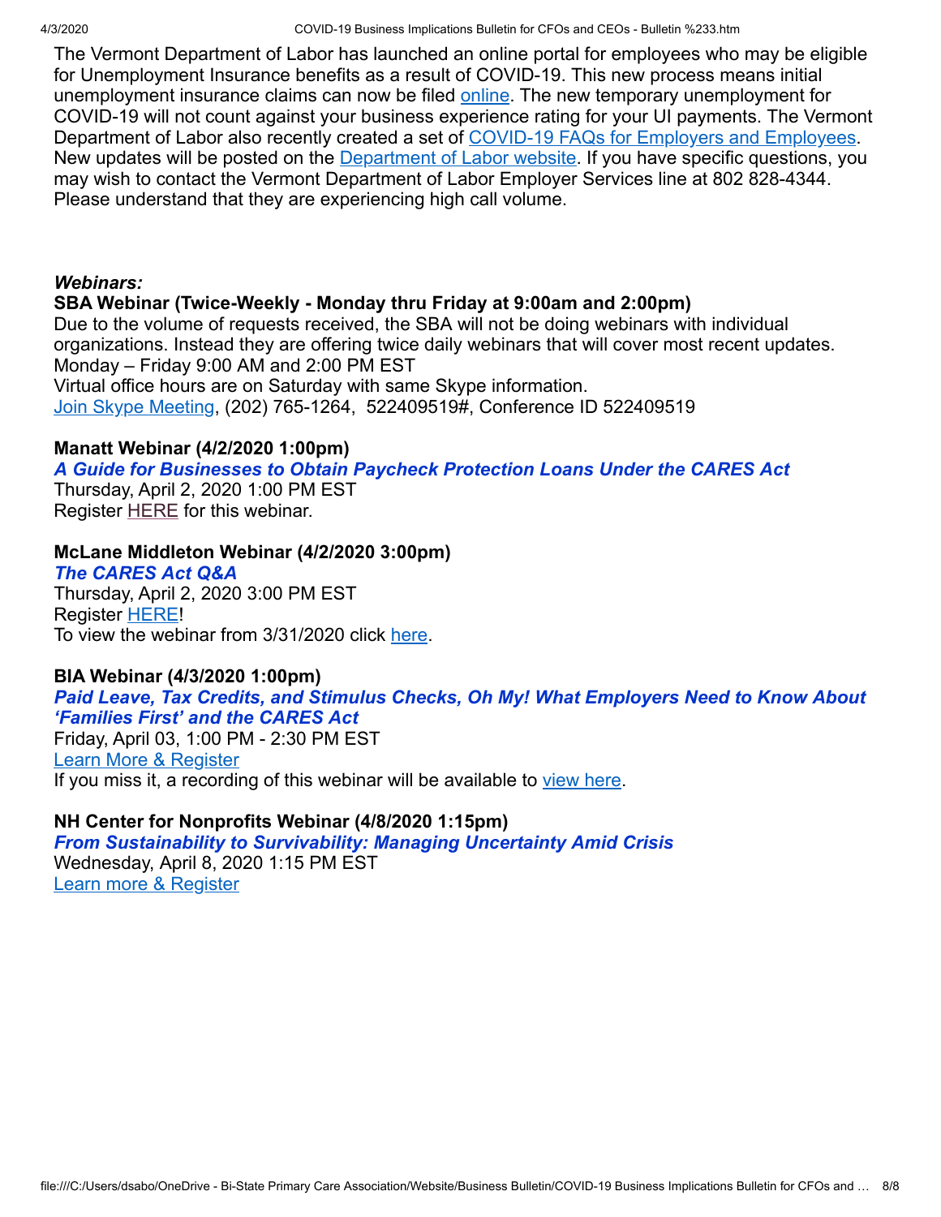The Vermont Department of Labor has launched an online portal for employees who may be eligible for Unemployment Insurance benefits as a result of COVID-19. This new process means initial unemployment insurance claims can now be filed online. The new temporary unemployment for COVID-19 will not count against your business experience rating for your UI payments. The Vermont Department of Labor also recently created a set of COVID-19 FAQs for Employers and Employees. New updates will be posted on the Department of Labor website. If you have specific questions, you may wish to contact the Vermont Department of Labor Employer Services line at 802 828-4344. Please understand that they are experiencing high call volume.

***Webinars:***

**SBA Webinar (Twice-Weekly - Monday thru Friday at 9:00am and 2:00pm)**

Due to the volume of requests received, the SBA will not be doing webinars with individual organizations. Instead they are offering twice daily webinars that will cover most recent updates.
Monday – Friday 9:00 AM and 2:00 PM EST
Virtual office hours are on Saturday with same Skype information.
Join Skype Meeting, (202) 765-1264, 522409519#, Conference ID 522409519

**Manatt Webinar (4/2/2020 1:00pm)**

***A Guide for Businesses to Obtain Paycheck Protection Loans Under the CARES Act***
Thursday, April 2, 2020 1:00 PM EST
Register HERE for this webinar.

**McLane Middleton Webinar (4/2/2020 3:00pm)**

***The CARES Act Q&A***
Thursday, April 2, 2020 3:00 PM EST
Register HERE!
To view the webinar from 3/31/2020 click here.

**BIA Webinar (4/3/2020 1:00pm)**

***Paid Leave, Tax Credits, and Stimulus Checks, Oh My! What Employers Need to Know About 'Families First' and the CARES Act***
Friday, April 03, 1:00 PM - 2:30 PM EST
Learn More & Register
If you miss it, a recording of this webinar will be available to view here.

**NH Center for Nonprofits Webinar (4/8/2020 1:15pm)**

***From Sustainability to Survivability: Managing Uncertainty Amid Crisis***
Wednesday, April 8, 2020 1:15 PM EST
Learn more & Register